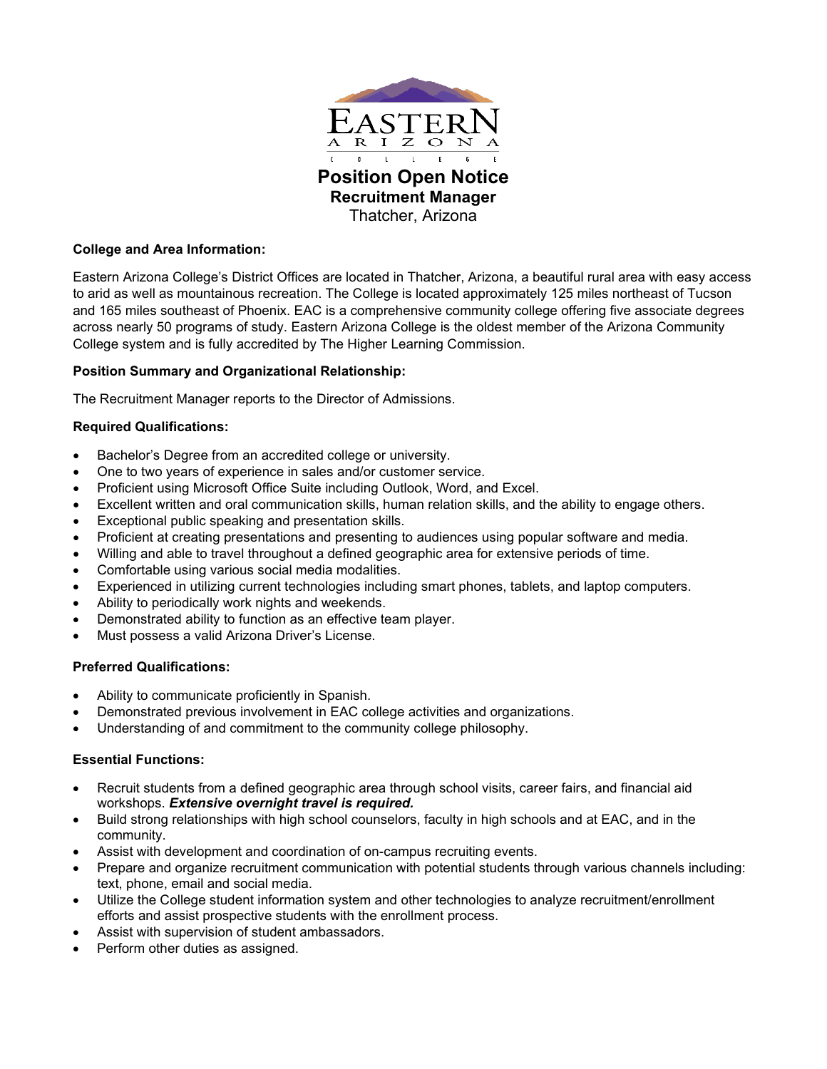EASTERN ARIZONA COLLEGE

# Position Open Notice

## Recruitment Manager

Thatcher, Arizona

**College and Area Information:**

Eastern Arizona College's District Offices are located in Thatcher, Arizona, a beautiful rural area with easy access to arid as well as mountainous recreation. The College is located approximately 125 miles northeast of Tucson and 165 miles southeast of Phoenix. EAC is a comprehensive community college offering five associate degrees across nearly 50 programs of study. Eastern Arizona College is the oldest member of the Arizona Community College system and is fully accredited by The Higher Learning Commission.

**Position Summary and Organizational Relationship:**

The Recruitment Manager reports to the Director of Admissions.

**Required Qualifications:**

- Bachelor's Degree from an accredited college or university.
- One to two years of experience in sales and/or customer service.
- Proficient using Microsoft Office Suite including Outlook, Word, and Excel.
- Excellent written and oral communication skills, human relation skills, and the ability to engage others.
- Exceptional public speaking and presentation skills.
- Proficient at creating presentations and presenting to audiences using popular software and media.
- Willing and able to travel throughout a defined geographic area for extensive periods of time.
- Comfortable using various social media modalities.
- Experienced in utilizing current technologies including smart phones, tablets, and laptop computers.
- Ability to periodically work nights and weekends.
- Demonstrated ability to function as an effective team player.
- Must possess a valid Arizona Driver's License.

**Preferred Qualifications:**

- Ability to communicate proficiently in Spanish.
- Demonstrated previous involvement in EAC college activities and organizations.
- Understanding of and commitment to the community college philosophy.

**Essential Functions:**

- Recruit students from a defined geographic area through school visits, career fairs, and financial aid workshops. ***Extensive overnight travel is required.***
- Build strong relationships with high school counselors, faculty in high schools and at EAC, and in the community.
- Assist with development and coordination of on-campus recruiting events.
- Prepare and organize recruitment communication with potential students through various channels including: text, phone, email and social media.
- Utilize the College student information system and other technologies to analyze recruitment/enrollment efforts and assist prospective students with the enrollment process.
- Assist with supervision of student ambassadors.
- Perform other duties as assigned.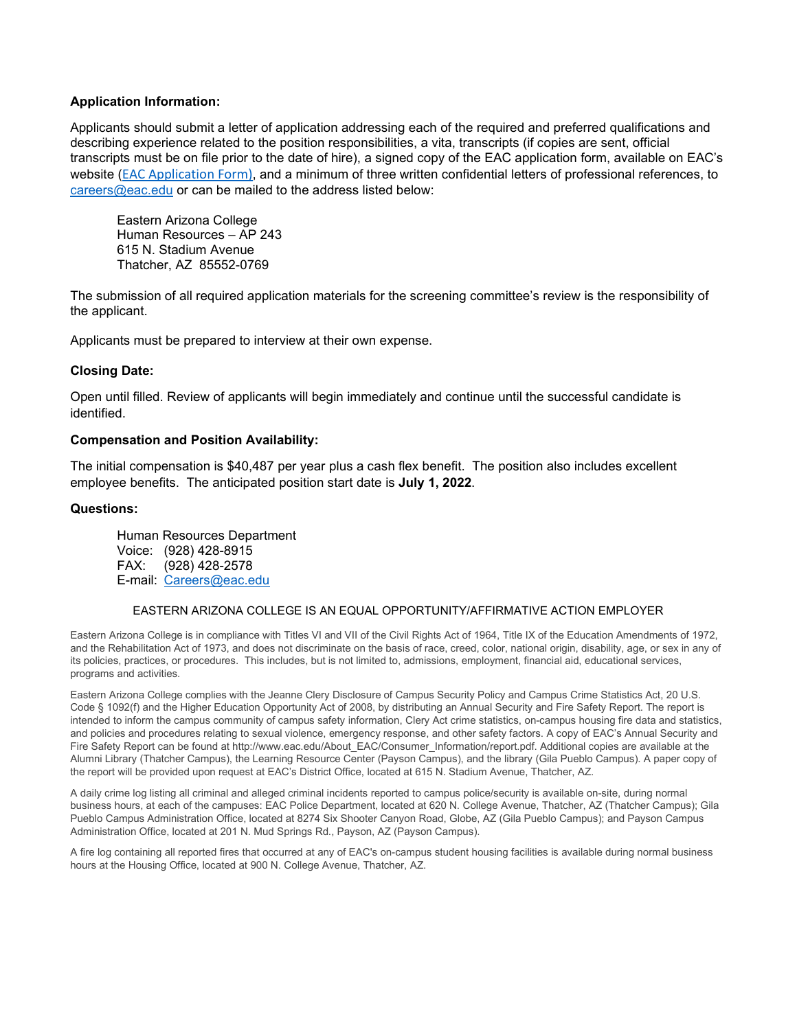**Application Information:**

Applicants should submit a letter of application addressing each of the required and preferred qualifications and describing experience related to the position responsibilities, a vita, transcripts (if copies are sent, official transcripts must be on file prior to the date of hire), a signed copy of the EAC application form, available on EAC's website (EAC Application Form), and a minimum of three written confidential letters of professional references, to careers@eac.edu or can be mailed to the address listed below:

> Eastern Arizona College
> Human Resources – AP 243
> 615 N. Stadium Avenue
> Thatcher, AZ 85552-0769

The submission of all required application materials for the screening committee's review is the responsibility of the applicant.

Applicants must be prepared to interview at their own expense.

**Closing Date:**

Open until filled. Review of applicants will begin immediately and continue until the successful candidate is identified.

**Compensation and Position Availability:**

The initial compensation is $40,487 per year plus a cash flex benefit. The position also includes excellent employee benefits. The anticipated position start date is **July 1, 2022**.

**Questions:**

> Human Resources Department
> Voice: (928) 428-8915
> FAX: (928) 428-2578
> E-mail: Careers@eac.edu

EASTERN ARIZONA COLLEGE IS AN EQUAL OPPORTUNITY/AFFIRMATIVE ACTION EMPLOYER

Eastern Arizona College is in compliance with Titles VI and VII of the Civil Rights Act of 1964, Title IX of the Education Amendments of 1972, and the Rehabilitation Act of 1973, and does not discriminate on the basis of race, creed, color, national origin, disability, age, or sex in any of its policies, practices, or procedures. This includes, but is not limited to, admissions, employment, financial aid, educational services, programs and activities.

Eastern Arizona College complies with the Jeanne Clery Disclosure of Campus Security Policy and Campus Crime Statistics Act, 20 U.S. Code § 1092(f) and the Higher Education Opportunity Act of 2008, by distributing an Annual Security and Fire Safety Report. The report is intended to inform the campus community of campus safety information, Clery Act crime statistics, on-campus housing fire data and statistics, and policies and procedures relating to sexual violence, emergency response, and other safety factors. A copy of EAC's Annual Security and Fire Safety Report can be found at http://www.eac.edu/About_EAC/Consumer_Information/report.pdf. Additional copies are available at the Alumni Library (Thatcher Campus), the Learning Resource Center (Payson Campus), and the library (Gila Pueblo Campus). A paper copy of the report will be provided upon request at EAC's District Office, located at 615 N. Stadium Avenue, Thatcher, AZ.

A daily crime log listing all criminal and alleged criminal incidents reported to campus police/security is available on-site, during normal business hours, at each of the campuses: EAC Police Department, located at 620 N. College Avenue, Thatcher, AZ (Thatcher Campus); Gila Pueblo Campus Administration Office, located at 8274 Six Shooter Canyon Road, Globe, AZ (Gila Pueblo Campus); and Payson Campus Administration Office, located at 201 N. Mud Springs Rd., Payson, AZ (Payson Campus).

A fire log containing all reported fires that occurred at any of EAC's on-campus student housing facilities is available during normal business hours at the Housing Office, located at 900 N. College Avenue, Thatcher, AZ.